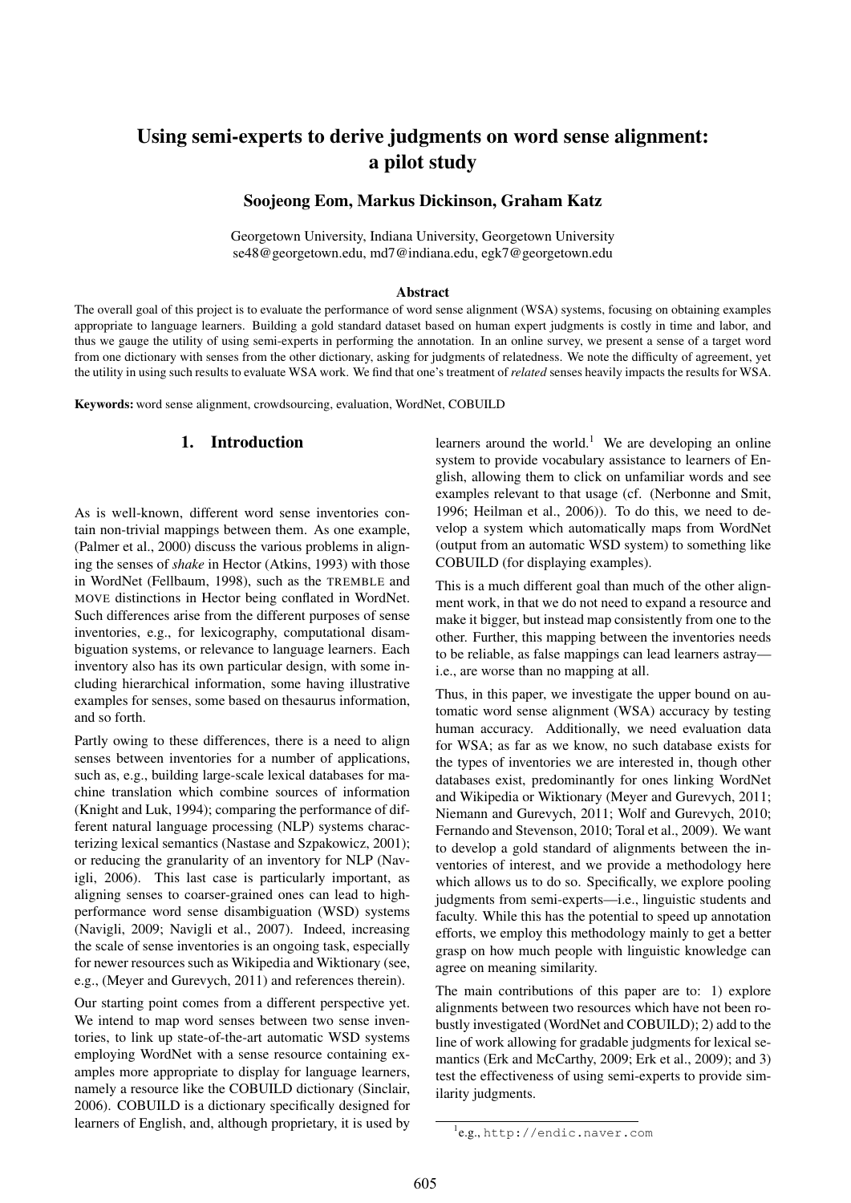# Using semi-experts to derive judgments on word sense alignment: a pilot study

**Soojeong Eom, Markus Dickinson, Graham Katz**

Georgetown University, Indiana University, Georgetown University
se48@georgetown.edu, md7@indiana.edu, egk7@georgetown.edu

### Abstract

The overall goal of this project is to evaluate the performance of word sense alignment (WSA) systems, focusing on obtaining examples appropriate to language learners. Building a gold standard dataset based on human expert judgments is costly in time and labor, and thus we gauge the utility of using semi-experts in performing the annotation. In an online survey, we present a sense of a target word from one dictionary with senses from the other dictionary, asking for judgments of relatedness. We note the difficulty of agreement, yet the utility in using such results to evaluate WSA work. We find that one's treatment of *related* senses heavily impacts the results for WSA.

**Keywords:** word sense alignment, crowdsourcing, evaluation, WordNet, COBUILD

## 1. Introduction

As is well-known, different word sense inventories contain non-trivial mappings between them. As one example, (Palmer et al., 2000) discuss the various problems in aligning the senses of *shake* in Hector (Atkins, 1993) with those in WordNet (Fellbaum, 1998), such as the TREMBLE and MOVE distinctions in Hector being conflated in WordNet. Such differences arise from the different purposes of sense inventories, e.g., for lexicography, computational disambiguation systems, or relevance to language learners. Each inventory also has its own particular design, with some including hierarchical information, some having illustrative examples for senses, some based on thesaurus information, and so forth.

Partly owing to these differences, there is a need to align senses between inventories for a number of applications, such as, e.g., building large-scale lexical databases for machine translation which combine sources of information (Knight and Luk, 1994); comparing the performance of different natural language processing (NLP) systems characterizing lexical semantics (Nastase and Szpakowicz, 2001); or reducing the granularity of an inventory for NLP (Navigli, 2006). This last case is particularly important, as aligning senses to coarser-grained ones can lead to high-performance word sense disambiguation (WSD) systems (Navigli, 2009; Navigli et al., 2007). Indeed, increasing the scale of sense inventories is an ongoing task, especially for newer resources such as Wikipedia and Wiktionary (see, e.g., (Meyer and Gurevych, 2011) and references therein).

Our starting point comes from a different perspective yet. We intend to map word senses between two sense inventories, to link up state-of-the-art automatic WSD systems employing WordNet with a sense resource containing examples more appropriate to display for language learners, namely a resource like the COBUILD dictionary (Sinclair, 2006). COBUILD is a dictionary specifically designed for learners of English, and, although proprietary, it is used by learners around the world.[1] We are developing an online system to provide vocabulary assistance to learners of English, allowing them to click on unfamiliar words and see examples relevant to that usage (cf. (Nerbonne and Smit, 1996; Heilman et al., 2006)). To do this, we need to develop a system which automatically maps from WordNet (output from an automatic WSD system) to something like COBUILD (for displaying examples).

This is a much different goal than much of the other alignment work, in that we do not need to expand a resource and make it bigger, but instead map consistently from one to the other. Further, this mapping between the inventories needs to be reliable, as false mappings can lead learners astray—i.e., are worse than no mapping at all.

Thus, in this paper, we investigate the upper bound on automatic word sense alignment (WSA) accuracy by testing human accuracy. Additionally, we need evaluation data for WSA; as far as we know, no such database exists for the types of inventories we are interested in, though other databases exist, predominantly for ones linking WordNet and Wikipedia or Wiktionary (Meyer and Gurevych, 2011; Niemann and Gurevych, 2011; Wolf and Gurevych, 2010; Fernando and Stevenson, 2010; Toral et al., 2009). We want to develop a gold standard of alignments between the inventories of interest, and we provide a methodology here which allows us to do so. Specifically, we explore pooling judgments from semi-experts—i.e., linguistic students and faculty. While this has the potential to speed up annotation efforts, we employ this methodology mainly to get a better grasp on how much people with linguistic knowledge can agree on meaning similarity.

The main contributions of this paper are to: 1) explore alignments between two resources which have not been robustly investigated (WordNet and COBUILD); 2) add to the line of work allowing for gradable judgments for lexical semantics (Erk and McCarthy, 2009; Erk et al., 2009); and 3) test the effectiveness of using semi-experts to provide similarity judgments.

[1] e.g., `http://endic.naver.com`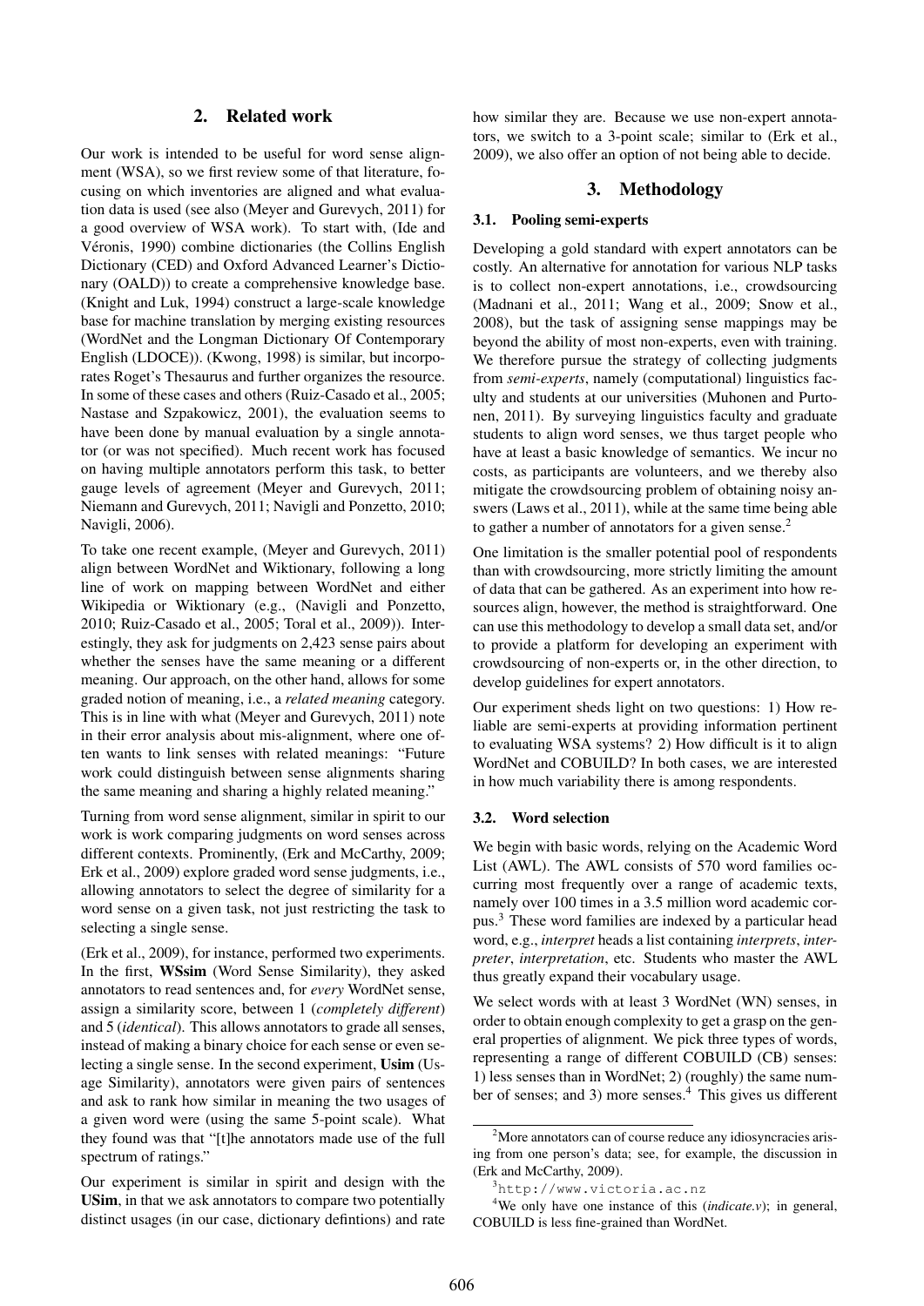## 2. Related work

Our work is intended to be useful for word sense alignment (WSA), so we first review some of that literature, focusing on which inventories are aligned and what evaluation data is used (see also (Meyer and Gurevych, 2011) for a good overview of WSA work). To start with, (Ide and Véronis, 1990) combine dictionaries (the Collins English Dictionary (CED) and Oxford Advanced Learner's Dictionary (OALD)) to create a comprehensive knowledge base. (Knight and Luk, 1994) construct a large-scale knowledge base for machine translation by merging existing resources (WordNet and the Longman Dictionary Of Contemporary English (LDOCE)). (Kwong, 1998) is similar, but incorporates Roget's Thesaurus and further organizes the resource. In some of these cases and others (Ruiz-Casado et al., 2005; Nastase and Szpakowicz, 2001), the evaluation seems to have been done by manual evaluation by a single annotator (or was not specified). Much recent work has focused on having multiple annotators perform this task, to better gauge levels of agreement (Meyer and Gurevych, 2011; Niemann and Gurevych, 2011; Navigli and Ponzetto, 2010; Navigli, 2006).

To take one recent example, (Meyer and Gurevych, 2011) align between WordNet and Wiktionary, following a long line of work on mapping between WordNet and either Wikipedia or Wiktionary (e.g., (Navigli and Ponzetto, 2010; Ruiz-Casado et al., 2005; Toral et al., 2009)). Interestingly, they ask for judgments on 2,423 sense pairs about whether the senses have the same meaning or a different meaning. Our approach, on the other hand, allows for some graded notion of meaning, i.e., a *related meaning* category. This is in line with what (Meyer and Gurevych, 2011) note in their error analysis about mis-alignment, where one often wants to link senses with related meanings: "Future work could distinguish between sense alignments sharing the same meaning and sharing a highly related meaning."

Turning from word sense alignment, similar in spirit to our work is work comparing judgments on word senses across different contexts. Prominently, (Erk and McCarthy, 2009; Erk et al., 2009) explore graded word sense judgments, i.e., allowing annotators to select the degree of similarity for a word sense on a given task, not just restricting the task to selecting a single sense.

(Erk et al., 2009), for instance, performed two experiments. In the first, **WSsim** (Word Sense Similarity), they asked annotators to read sentences and, for *every* WordNet sense, assign a similarity score, between 1 (*completely different*) and 5 (*identical*). This allows annotators to grade all senses, instead of making a binary choice for each sense or even selecting a single sense. In the second experiment, **Usim** (Usage Similarity), annotators were given pairs of sentences and ask to rank how similar in meaning the two usages of a given word were (using the same 5-point scale). What they found was that "[t]he annotators made use of the full spectrum of ratings."

Our experiment is similar in spirit and design with the **USim**, in that we ask annotators to compare two potentially distinct usages (in our case, dictionary defintions) and rate how similar they are. Because we use non-expert annotators, we switch to a 3-point scale; similar to (Erk et al., 2009), we also offer an option of not being able to decide.

## 3. Methodology

### 3.1. Pooling semi-experts

Developing a gold standard with expert annotators can be costly. An alternative for annotation for various NLP tasks is to collect non-expert annotations, i.e., crowdsourcing (Madnani et al., 2011; Wang et al., 2009; Snow et al., 2008), but the task of assigning sense mappings may be beyond the ability of most non-experts, even with training. We therefore pursue the strategy of collecting judgments from *semi-experts*, namely (computational) linguistics faculty and students at our universities (Muhonen and Purtonen, 2011). By surveying linguistics faculty and graduate students to align word senses, we thus target people who have at least a basic knowledge of semantics. We incur no costs, as participants are volunteers, and we thereby also mitigate the crowdsourcing problem of obtaining noisy answers (Laws et al., 2011), while at the same time being able to gather a number of annotators for a given sense.[2]

One limitation is the smaller potential pool of respondents than with crowdsourcing, more strictly limiting the amount of data that can be gathered. As an experiment into how resources align, however, the method is straightforward. One can use this methodology to develop a small data set, and/or to provide a platform for developing an experiment with crowdsourcing of non-experts or, in the other direction, to develop guidelines for expert annotators.

Our experiment sheds light on two questions: 1) How reliable are semi-experts at providing information pertinent to evaluating WSA systems? 2) How difficult is it to align WordNet and COBUILD? In both cases, we are interested in how much variability there is among respondents.

### 3.2. Word selection

We begin with basic words, relying on the Academic Word List (AWL). The AWL consists of 570 word families occurring most frequently over a range of academic texts, namely over 100 times in a 3.5 million word academic corpus.[3] These word families are indexed by a particular head word, e.g., *interpret* heads a list containing *interprets*, *interpreter*, *interpretation*, etc. Students who master the AWL thus greatly expand their vocabulary usage.

We select words with at least 3 WordNet (WN) senses, in order to obtain enough complexity to get a grasp on the general properties of alignment. We pick three types of words, representing a range of different COBUILD (CB) senses: 1) less senses than in WordNet; 2) (roughly) the same number of senses; and 3) more senses.[4] This gives us different

[2] More annotators can of course reduce any idiosyncracies arising from one person's data; see, for example, the discussion in (Erk and McCarthy, 2009).

[3] http://www.victoria.ac.nz

[4] We only have one instance of this (*indicate.v*); in general, COBUILD is less fine-grained than WordNet.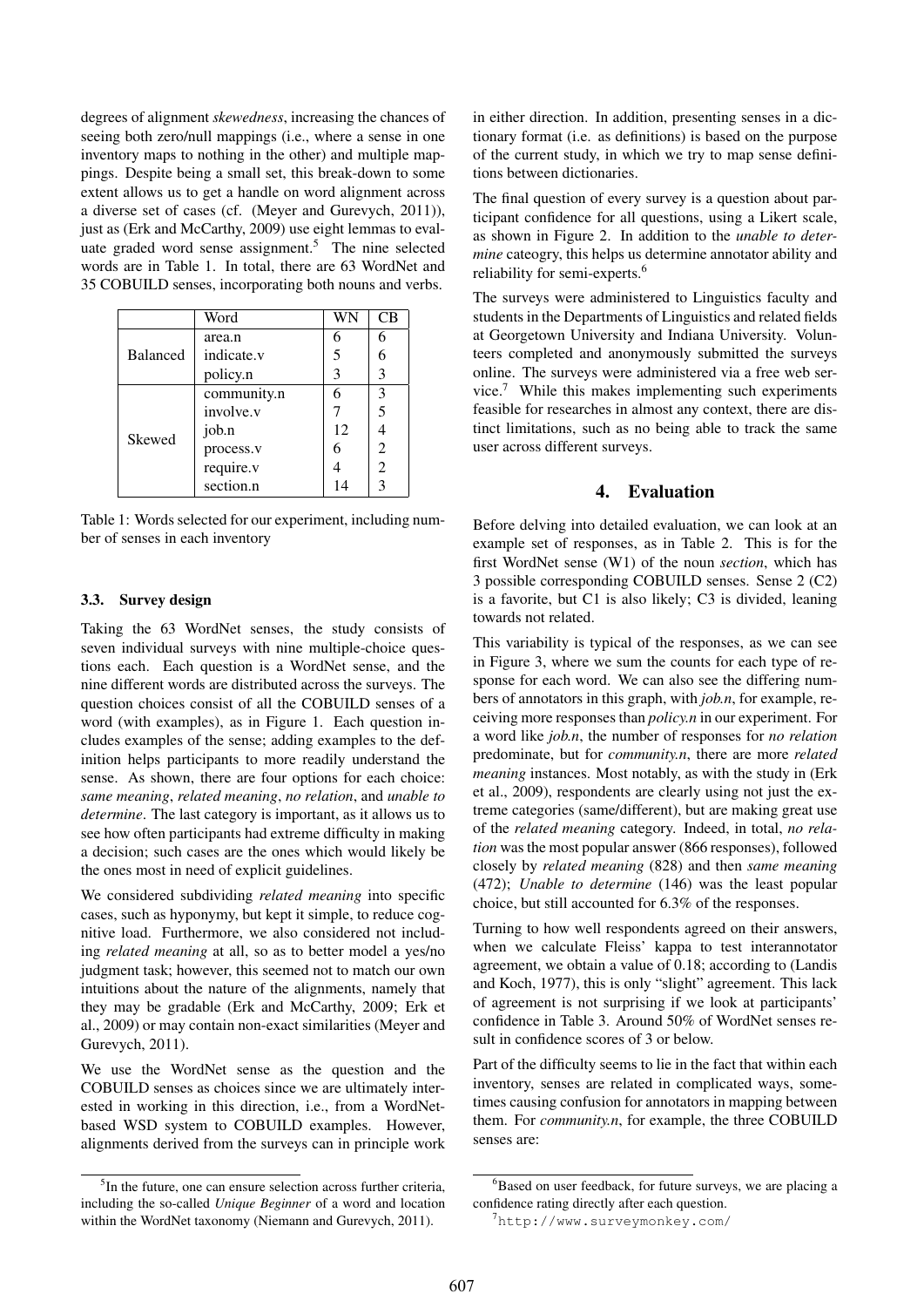degrees of alignment *skewedness*, increasing the chances of seeing both zero/null mappings (i.e., where a sense in one inventory maps to nothing in the other) and multiple mappings. Despite being a small set, this break-down to some extent allows us to get a handle on word alignment across a diverse set of cases (cf. (Meyer and Gurevych, 2011)), just as (Erk and McCarthy, 2009) use eight lemmas to evaluate graded word sense assignment.[5] The nine selected words are in Table 1. In total, there are 63 WordNet and 35 COBUILD senses, incorporating both nouns and verbs.

| | Word | WN | CB |
|---|---|---|---|
| Balanced | area.n | 6 | 6 |
| | indicate.v | 5 | 6 |
| | policy.n | 3 | 3 |
| Skewed | community.n | 6 | 3 |
| | involve.v | 7 | 5 |
| | job.n | 12 | 4 |
| | process.v | 6 | 2 |
| | require.v | 4 | 2 |
| | section.n | 14 | 3 |

Table 1: Words selected for our experiment, including number of senses in each inventory

### 3.3. Survey design

Taking the 63 WordNet senses, the study consists of seven individual surveys with nine multiple-choice questions each. Each question is a WordNet sense, and the nine different words are distributed across the surveys. The question choices consist of all the COBUILD senses of a word (with examples), as in Figure 1. Each question includes examples of the sense; adding examples to the definition helps participants to more readily understand the sense. As shown, there are four options for each choice: *same meaning*, *related meaning*, *no relation*, and *unable to determine*. The last category is important, as it allows us to see how often participants had extreme difficulty in making a decision; such cases are the ones which would likely be the ones most in need of explicit guidelines.

We considered subdividing *related meaning* into specific cases, such as hyponymy, but kept it simple, to reduce cognitive load. Furthermore, we also considered not including *related meaning* at all, so as to better model a yes/no judgment task; however, this seemed not to match our own intuitions about the nature of the alignments, namely that they may be gradable (Erk and McCarthy, 2009; Erk et al., 2009) or may contain non-exact similarities (Meyer and Gurevych, 2011).

We use the WordNet sense as the question and the COBUILD senses as choices since we are ultimately interested in working in this direction, i.e., from a WordNet-based WSD system to COBUILD examples. However, alignments derived from the surveys can in principle work in either direction. In addition, presenting senses in a dictionary format (i.e. as definitions) is based on the purpose of the current study, in which we try to map sense definitions between dictionaries.

The final question of every survey is a question about participant confidence for all questions, using a Likert scale, as shown in Figure 2. In addition to the *unable to determine* cateogry, this helps us determine annotator ability and reliability for semi-experts.[6]

The surveys were administered to Linguistics faculty and students in the Departments of Linguistics and related fields at Georgetown University and Indiana University. Volunteers completed and anonymously submitted the surveys online. The surveys were administered via a free web service.[7] While this makes implementing such experiments feasible for researches in almost any context, there are distinct limitations, such as no being able to track the same user across different surveys.

## 4. Evaluation

Before delving into detailed evaluation, we can look at an example set of responses, as in Table 2. This is for the first WordNet sense (W1) of the noun *section*, which has 3 possible corresponding COBUILD senses. Sense 2 (C2) is a favorite, but C1 is also likely; C3 is divided, leaning towards not related.

This variability is typical of the responses, as we can see in Figure 3, where we sum the counts for each type of response for each word. We can also see the differing numbers of annotators in this graph, with *job.n*, for example, receiving more responses than *policy.n* in our experiment. For a word like *job.n*, the number of responses for *no relation* predominate, but for *community.n*, there are more *related meaning* instances. Most notably, as with the study in (Erk et al., 2009), respondents are clearly using not just the extreme categories (same/different), but are making great use of the *related meaning* category. Indeed, in total, *no relation* was the most popular answer (866 responses), followed closely by *related meaning* (828) and then *same meaning* (472); *Unable to determine* (146) was the least popular choice, but still accounted for 6.3% of the responses.

Turning to how well respondents agreed on their answers, when we calculate Fleiss' kappa to test interannotator agreement, we obtain a value of 0.18; according to (Landis and Koch, 1977), this is only "slight" agreement. This lack of agreement is not surprising if we look at participants' confidence in Table 3. Around 50% of WordNet senses result in confidence scores of 3 or below.

Part of the difficulty seems to lie in the fact that within each inventory, senses are related in complicated ways, sometimes causing confusion for annotators in mapping between them. For *community.n*, for example, the three COBUILD senses are:

[5] In the future, one can ensure selection across further criteria, including the so-called *Unique Beginner* of a word and location within the WordNet taxonomy (Niemann and Gurevych, 2011).

[6] Based on user feedback, for future surveys, we are placing a confidence rating directly after each question.

[7] http://www.surveymonkey.com/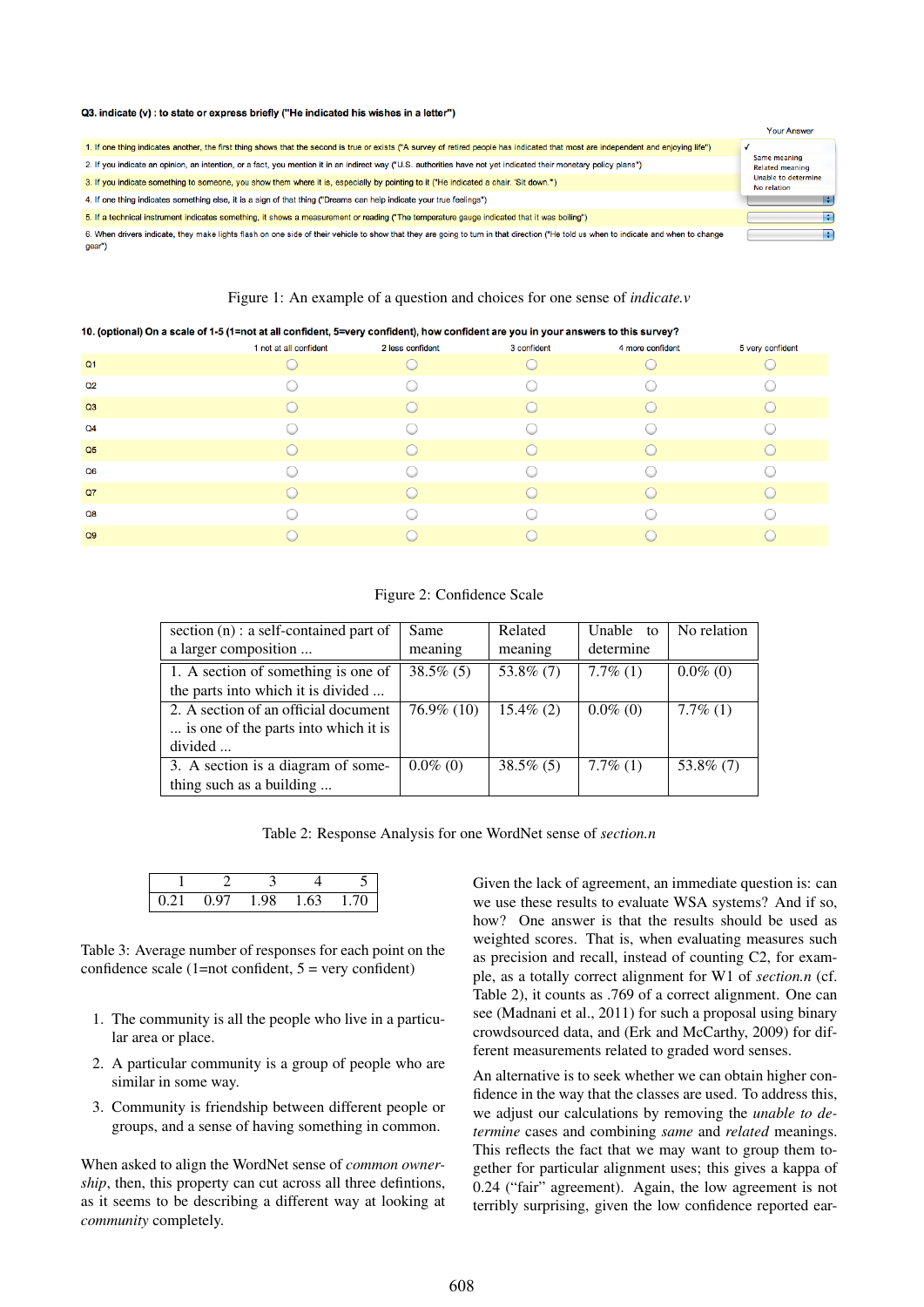Q3. indicate (v) : to state or express briefly ("He indicated his wishes in a letter")

| | Your Answer |
|---|---|
| 1. If one thing indicates another, the first thing shows that the second is true or exists ("A survey of retired people has indicated that most are independent and enjoying life") | ✓ Same meaning / Related meaning / Unable to determine / No relation |
| 2. If you indicate an opinion, an intention, or a fact, you mention it in an indirect way ("U.S. authorities have not yet indicated their monetary policy plans") | |
| 3. If you indicate something to someone, you show them where it is, especially by pointing to it ("He indicated a chair. 'Sit down.'") | |
| 4. If one thing indicates something else, it is a sign of that thing ("Dreams can help indicate your true feelings") | |
| 5. If a technical instrument indicates something, it shows a measurement or reading ("The temperature gauge indicated that it was boiling") | |
| 6. When drivers indicate, they make lights flash on one side of their vehicle to show that they are going to turn in that direction ("He told us when to indicate and when to change gear") | |

Figure 1: An example of a question and choices for one sense of *indicate.v*

10. (optional) On a scale of 1-5 (1=not at all confident, 5=very confident), how confident are you in your answers to this survey?

| | 1 not at all confident | 2 less confident | 3 confident | 4 more confident | 5 very confident |
|---|---|---|---|---|---|
| Q1 | ○ | ○ | ○ | ○ | ○ |
| Q2 | ○ | ○ | ○ | ○ | ○ |
| Q3 | ○ | ○ | ○ | ○ | ○ |
| Q4 | ○ | ○ | ○ | ○ | ○ |
| Q5 | ○ | ○ | ○ | ○ | ○ |
| Q6 | ○ | ○ | ○ | ○ | ○ |
| Q7 | ○ | ○ | ○ | ○ | ○ |
| Q8 | ○ | ○ | ○ | ○ | ○ |
| Q9 | ○ | ○ | ○ | ○ | ○ |

Figure 2: Confidence Scale

| section (n) : a self-contained part of a larger composition ... | Same meaning | Related meaning | Unable to determine | No relation |
|---|---|---|---|---|
| 1. A section of something is one of the parts into which it is divided ... | 38.5% (5) | 53.8% (7) | 7.7% (1) | 0.0% (0) |
| 2. A section of an official document ... is one of the parts into which it is divided ... | 76.9% (10) | 15.4% (2) | 0.0% (0) | 7.7% (1) |
| 3. A section is a diagram of something such as a building ... | 0.0% (0) | 38.5% (5) | 7.7% (1) | 53.8% (7) |

Table 2: Response Analysis for one WordNet sense of *section.n*

| 1 | 2 | 3 | 4 | 5 |
|---|---|---|---|---|
| 0.21 | 0.97 | 1.98 | 1.63 | 1.70 |

Table 3: Average number of responses for each point on the confidence scale (1=not confident, 5 = very confident)

1. The community is all the people who live in a particular area or place.
2. A particular community is a group of people who are similar in some way.
3. Community is friendship between different people or groups, and a sense of having something in common.

When asked to align the WordNet sense of *common ownership*, then, this property can cut across all three defintions, as it seems to be describing a different way at looking at *community* completely.

Given the lack of agreement, an immediate question is: can we use these results to evaluate WSA systems? And if so, how? One answer is that the results should be used as weighted scores. That is, when evaluating measures such as precision and recall, instead of counting C2, for example, as a totally correct alignment for W1 of *section.n* (cf. Table 2), it counts as .769 of a correct alignment. One can see (Madnani et al., 2011) for such a proposal using binary crowdsourced data, and (Erk and McCarthy, 2009) for different measurements related to graded word senses.

An alternative is to seek whether we can obtain higher confidence in the way that the classes are used. To address this, we adjust our calculations by removing the *unable to determine* cases and combining *same* and *related* meanings. This reflects the fact that we may want to group them together for particular alignment uses; this gives a kappa of 0.24 ("fair" agreement). Again, the low agreement is not terribly surprising, given the low confidence reported ear-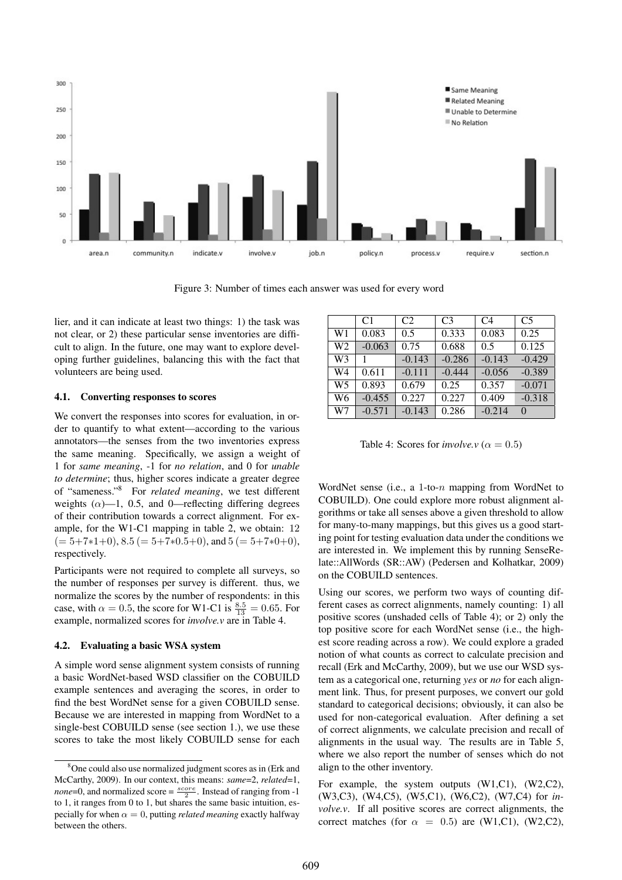Figure 3: Number of times each answer was used for every word

lier, and it can indicate at least two things: 1) the task was not clear, or 2) these particular sense inventories are difficult to align. In the future, one may want to explore developing further guidelines, balancing this with the fact that volunteers are being used.

### 4.1. Converting responses to scores

We convert the responses into scores for evaluation, in order to quantify to what extent—according to the various annotators—the senses from the two inventories express the same meaning. Specifically, we assign a weight of 1 for *same meaning*, -1 for *no relation*, and 0 for *unable to determine*; thus, higher scores indicate a greater degree of "sameness."[8] For *related meaning*, we test different weights ($\alpha$)—1, 0.5, and 0—reflecting differing degrees of their contribution towards a correct alignment. For example, for the W1-C1 mapping in table 2, we obtain: 12 ($= 5+7*1+0$), 8.5 ($= 5+7*0.5+0$), and 5 ($= 5+7*0+0$), respectively.

Participants were not required to complete all surveys, so the number of responses per survey is different. thus, we normalize the scores by the number of respondents: in this case, with $\alpha = 0.5$, the score for W1-C1 is $\frac{8.5}{13} = 0.65$. For example, normalized scores for *involve.v* are in Table 4.

### 4.2. Evaluating a basic WSA system

A simple word sense alignment system consists of running a basic WordNet-based WSD classifier on the COBUILD example sentences and averaging the scores, in order to find the best WordNet sense for a given COBUILD sense. Because we are interested in mapping from WordNet to a single-best COBUILD sense (see section 1.), we use these scores to take the most likely COBUILD sense for each

|  | C1 | C2 | C3 | C4 | C5 |
|---|---|---|---|---|---|
| W1 | 0.083 | 0.5 | 0.333 | 0.083 | 0.25 |
| W2 | -0.063 | 0.75 | 0.688 | 0.5 | 0.125 |
| W3 | 1 | -0.143 | -0.286 | -0.143 | -0.429 |
| W4 | 0.611 | -0.111 | -0.444 | -0.056 | -0.389 |
| W5 | 0.893 | 0.679 | 0.25 | 0.357 | -0.071 |
| W6 | -0.455 | 0.227 | 0.227 | 0.409 | -0.318 |
| W7 | -0.571 | -0.143 | 0.286 | -0.214 | 0 |

Table 4: Scores for *involve.v* ($\alpha = 0.5$)

WordNet sense (i.e., a 1-to-$n$ mapping from WordNet to COBUILD). One could explore more robust alignment algorithms or take all senses above a given threshold to allow for many-to-many mappings, but this gives us a good starting point for testing evaluation data under the conditions we are interested in. We implement this by running SenseRelate::AllWords (SR::AW) (Pedersen and Kolhatkar, 2009) on the COBUILD sentences.

Using our scores, we perform two ways of counting different cases as correct alignments, namely counting: 1) all positive scores (unshaded cells of Table 4); or 2) only the top positive score for each WordNet sense (i.e., the highest score reading across a row). We could explore a graded notion of what counts as correct to calculate precision and recall (Erk and McCarthy, 2009), but we use our WSD system as a categorical one, returning *yes* or *no* for each alignment link. Thus, for present purposes, we convert our gold standard to categorical decisions; obviously, it can also be used for non-categorical evaluation. After defining a set of correct alignments, we calculate precision and recall of alignments in the usual way. The results are in Table 5, where we also report the number of senses which do not align to the other inventory.

For example, the system outputs (W1,C1), (W2,C2), (W3,C3), (W4,C5), (W5,C1), (W6,C2), (W7,C4) for *involve.v*. If all positive scores are correct alignments, the correct matches (for $\alpha = 0.5$) are (W1,C1), (W2,C2),

[8] One could also use normalized judgment scores as in (Erk and McCarthy, 2009). In our context, this means: *same*=2, *related*=1, *none*=0, and normalized score = $\frac{score}{2}$. Instead of ranging from -1 to 1, it ranges from 0 to 1, but shares the same basic intuition, especially for when $\alpha = 0$, putting *related meaning* exactly halfway between the others.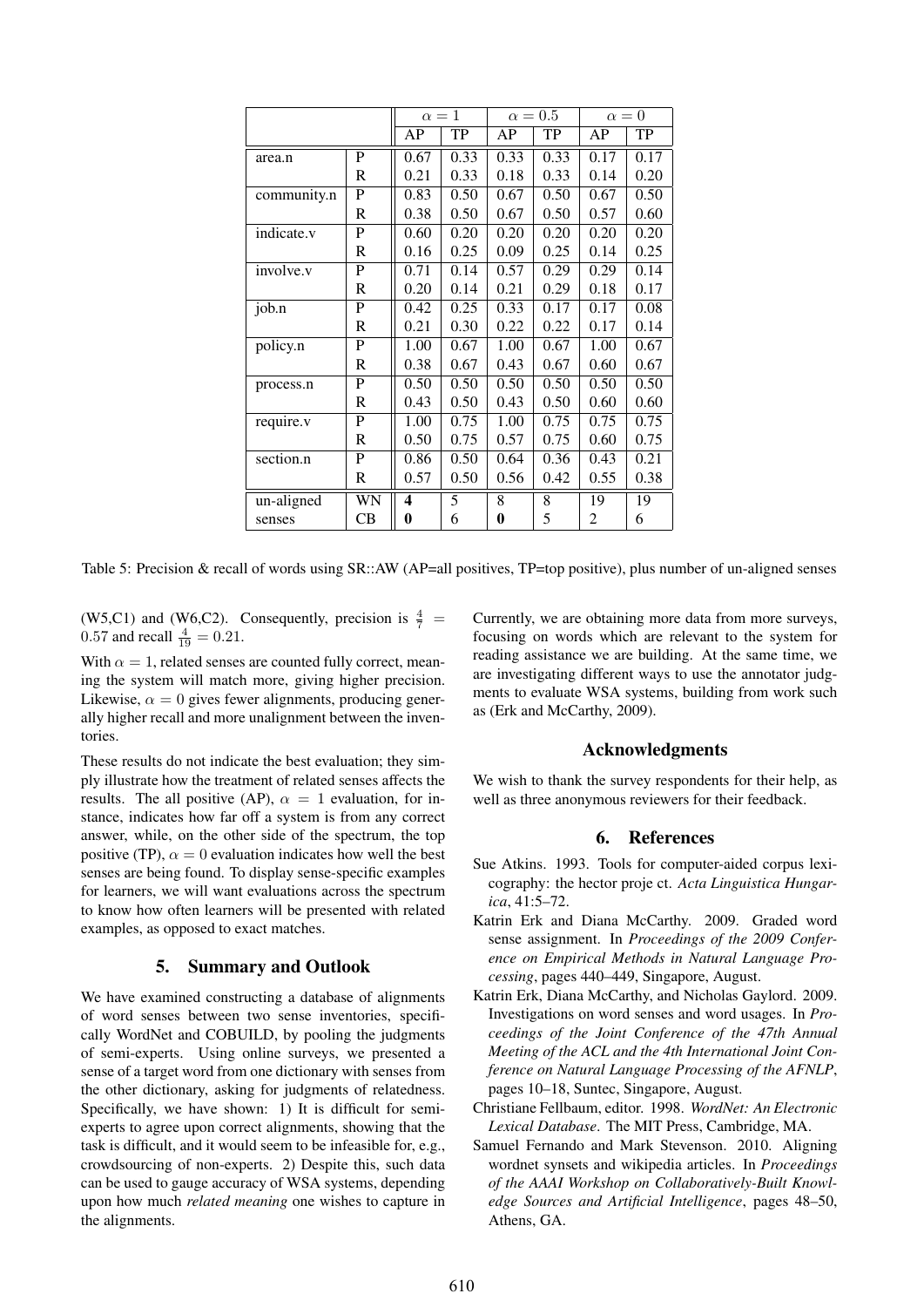| | | $\alpha = 1$ | | $\alpha = 0.5$ | | $\alpha = 0$ | |
|---|---|---|---|---|---|---|---|
| | | AP | TP | AP | TP | AP | TP |
| area.n | P | 0.67 | 0.33 | 0.33 | 0.33 | 0.17 | 0.17 |
| | R | 0.21 | 0.33 | 0.18 | 0.33 | 0.14 | 0.20 |
| community.n | P | 0.83 | 0.50 | 0.67 | 0.50 | 0.67 | 0.50 |
| | R | 0.38 | 0.50 | 0.67 | 0.50 | 0.57 | 0.60 |
| indicate.v | P | 0.60 | 0.20 | 0.20 | 0.20 | 0.20 | 0.20 |
| | R | 0.16 | 0.25 | 0.09 | 0.25 | 0.14 | 0.25 |
| involve.v | P | 0.71 | 0.14 | 0.57 | 0.29 | 0.29 | 0.14 |
| | R | 0.20 | 0.14 | 0.21 | 0.29 | 0.18 | 0.17 |
| job.n | P | 0.42 | 0.25 | 0.33 | 0.17 | 0.17 | 0.08 |
| | R | 0.21 | 0.30 | 0.22 | 0.22 | 0.17 | 0.14 |
| policy.n | P | 1.00 | 0.67 | 1.00 | 0.67 | 1.00 | 0.67 |
| | R | 0.38 | 0.67 | 0.43 | 0.67 | 0.60 | 0.67 |
| process.n | P | 0.50 | 0.50 | 0.50 | 0.50 | 0.50 | 0.50 |
| | R | 0.43 | 0.50 | 0.43 | 0.50 | 0.60 | 0.60 |
| require.v | P | 1.00 | 0.75 | 1.00 | 0.75 | 0.75 | 0.75 |
| | R | 0.50 | 0.75 | 0.57 | 0.75 | 0.60 | 0.75 |
| section.n | P | 0.86 | 0.50 | 0.64 | 0.36 | 0.43 | 0.21 |
| | R | 0.57 | 0.50 | 0.56 | 0.42 | 0.55 | 0.38 |
| un-aligned | WN | **4** | 5 | 8 | 8 | 19 | 19 |
| senses | CB | **0** | 6 | **0** | 5 | 2 | 6 |

Table 5: Precision & recall of words using SR::AW (AP=all positives, TP=top positive), plus number of un-aligned senses

(W5,C1) and (W6,C2). Consequently, precision is $\frac{4}{7} = 0.57$ and recall $\frac{4}{19} = 0.21$.

With $\alpha = 1$, related senses are counted fully correct, meaning the system will match more, giving higher precision. Likewise, $\alpha = 0$ gives fewer alignments, producing generally higher recall and more unalignment between the inventories.

These results do not indicate the best evaluation; they simply illustrate how the treatment of related senses affects the results. The all positive (AP), $\alpha = 1$ evaluation, for instance, indicates how far off a system is from any correct answer, while, on the other side of the spectrum, the top positive (TP), $\alpha = 0$ evaluation indicates how well the best senses are being found. To display sense-specific examples for learners, we will want evaluations across the spectrum to know how often learners will be presented with related examples, as opposed to exact matches.

## 5. Summary and Outlook

We have examined constructing a database of alignments of word senses between two sense inventories, specifically WordNet and COBUILD, by pooling the judgments of semi-experts. Using online surveys, we presented a sense of a target word from one dictionary with senses from the other dictionary, asking for judgments of relatedness. Specifically, we have shown: 1) It is difficult for semi-experts to agree upon correct alignments, showing that the task is difficult, and it would seem to be infeasible for, e.g., crowdsourcing of non-experts. 2) Despite this, such data can be used to gauge accuracy of WSA systems, depending upon how much *related meaning* one wishes to capture in the alignments.

Currently, we are obtaining more data from more surveys, focusing on words which are relevant to the system for reading assistance we are building. At the same time, we are investigating different ways to use the annotator judgments to evaluate WSA systems, building from work such as (Erk and McCarthy, 2009).

## Acknowledgments

We wish to thank the survey respondents for their help, as well as three anonymous reviewers for their feedback.

## 6. References

Sue Atkins. 1993. Tools for computer-aided corpus lexicography: the hector proje ct. *Acta Linguistica Hungarica*, 41:5–72.

Katrin Erk and Diana McCarthy. 2009. Graded word sense assignment. In *Proceedings of the 2009 Conference on Empirical Methods in Natural Language Processing*, pages 440–449, Singapore, August.

Katrin Erk, Diana McCarthy, and Nicholas Gaylord. 2009. Investigations on word senses and word usages. In *Proceedings of the Joint Conference of the 47th Annual Meeting of the ACL and the 4th International Joint Conference on Natural Language Processing of the AFNLP*, pages 10–18, Suntec, Singapore, August.

Christiane Fellbaum, editor. 1998. *WordNet: An Electronic Lexical Database*. The MIT Press, Cambridge, MA.

Samuel Fernando and Mark Stevenson. 2010. Aligning wordnet synsets and wikipedia articles. In *Proceedings of the AAAI Workshop on Collaboratively-Built Knowledge Sources and Artificial Intelligence*, pages 48–50, Athens, GA.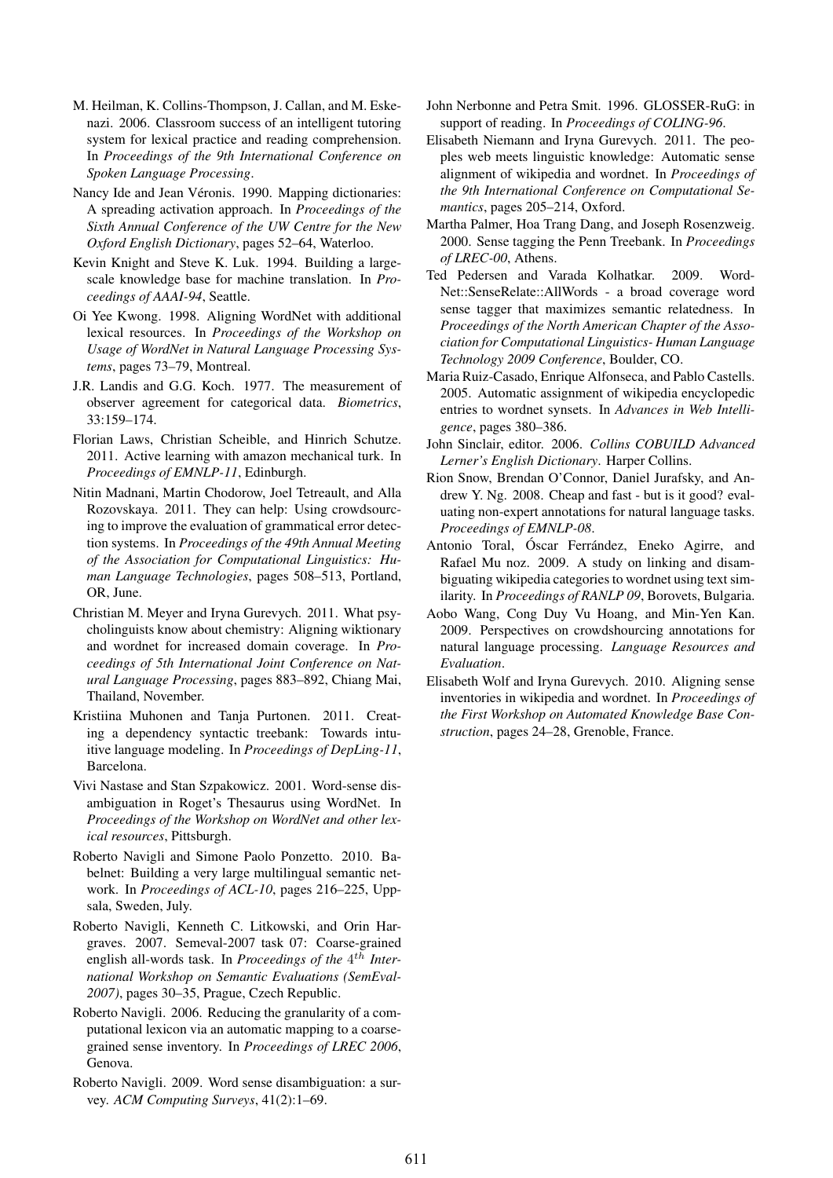M. Heilman, K. Collins-Thompson, J. Callan, and M. Eskenazi. 2006. Classroom success of an intelligent tutoring system for lexical practice and reading comprehension. In *Proceedings of the 9th International Conference on Spoken Language Processing*.

Nancy Ide and Jean Véronis. 1990. Mapping dictionaries: A spreading activation approach. In *Proceedings of the Sixth Annual Conference of the UW Centre for the New Oxford English Dictionary*, pages 52–64, Waterloo.

Kevin Knight and Steve K. Luk. 1994. Building a large-scale knowledge base for machine translation. In *Proceedings of AAAI-94*, Seattle.

Oi Yee Kwong. 1998. Aligning WordNet with additional lexical resources. In *Proceedings of the Workshop on Usage of WordNet in Natural Language Processing Systems*, pages 73–79, Montreal.

J.R. Landis and G.G. Koch. 1977. The measurement of observer agreement for categorical data. *Biometrics*, 33:159–174.

Florian Laws, Christian Scheible, and Hinrich Schutze. 2011. Active learning with amazon mechanical turk. In *Proceedings of EMNLP-11*, Edinburgh.

Nitin Madnani, Martin Chodorow, Joel Tetreault, and Alla Rozovskaya. 2011. They can help: Using crowdsourcing to improve the evaluation of grammatical error detection systems. In *Proceedings of the 49th Annual Meeting of the Association for Computational Linguistics: Human Language Technologies*, pages 508–513, Portland, OR, June.

Christian M. Meyer and Iryna Gurevych. 2011. What psycholinguists know about chemistry: Aligning wiktionary and wordnet for increased domain coverage. In *Proceedings of 5th International Joint Conference on Natural Language Processing*, pages 883–892, Chiang Mai, Thailand, November.

Kristiina Muhonen and Tanja Purtonen. 2011. Creating a dependency syntactic treebank: Towards intuitive language modeling. In *Proceedings of DepLing-11*, Barcelona.

Vivi Nastase and Stan Szpakowicz. 2001. Word-sense disambiguation in Roget's Thesaurus using WordNet. In *Proceedings of the Workshop on WordNet and other lexical resources*, Pittsburgh.

Roberto Navigli and Simone Paolo Ponzetto. 2010. Babelnet: Building a very large multilingual semantic network. In *Proceedings of ACL-10*, pages 216–225, Uppsala, Sweden, July.

Roberto Navigli, Kenneth C. Litkowski, and Orin Hargraves. 2007. Semeval-2007 task 07: Coarse-grained english all-words task. In *Proceedings of the $4^{th}$ International Workshop on Semantic Evaluations (SemEval-2007)*, pages 30–35, Prague, Czech Republic.

Roberto Navigli. 2006. Reducing the granularity of a computational lexicon via an automatic mapping to a coarse-grained sense inventory. In *Proceedings of LREC 2006*, Genova.

Roberto Navigli. 2009. Word sense disambiguation: a survey. *ACM Computing Surveys*, 41(2):1–69.

John Nerbonne and Petra Smit. 1996. GLOSSER-RuG: in support of reading. In *Proceedings of COLING-96*.

Elisabeth Niemann and Iryna Gurevych. 2011. The peoples web meets linguistic knowledge: Automatic sense alignment of wikipedia and wordnet. In *Proceedings of the 9th International Conference on Computational Semantics*, pages 205–214, Oxford.

Martha Palmer, Hoa Trang Dang, and Joseph Rosenzweig. 2000. Sense tagging the Penn Treebank. In *Proceedings of LREC-00*, Athens.

Ted Pedersen and Varada Kolhatkar. 2009. WordNet::SenseRelate::AllWords - a broad coverage word sense tagger that maximizes semantic relatedness. In *Proceedings of the North American Chapter of the Association for Computational Linguistics- Human Language Technology 2009 Conference*, Boulder, CO.

Maria Ruiz-Casado, Enrique Alfonseca, and Pablo Castells. 2005. Automatic assignment of wikipedia encyclopedic entries to wordnet synsets. In *Advances in Web Intelligence*, pages 380–386.

John Sinclair, editor. 2006. *Collins COBUILD Advanced Lerner's English Dictionary*. Harper Collins.

Rion Snow, Brendan O'Connor, Daniel Jurafsky, and Andrew Y. Ng. 2008. Cheap and fast - but is it good? evaluating non-expert annotations for natural language tasks. *Proceedings of EMNLP-08*.

Antonio Toral, Óscar Ferrández, Eneko Agirre, and Rafael Mu noz. 2009. A study on linking and disambiguating wikipedia categories to wordnet using text similarity. In *Proceedings of RANLP 09*, Borovets, Bulgaria.

Aobo Wang, Cong Duy Vu Hoang, and Min-Yen Kan. 2009. Perspectives on crowdshourcing annotations for natural language processing. *Language Resources and Evaluation*.

Elisabeth Wolf and Iryna Gurevych. 2010. Aligning sense inventories in wikipedia and wordnet. In *Proceedings of the First Workshop on Automated Knowledge Base Construction*, pages 24–28, Grenoble, France.